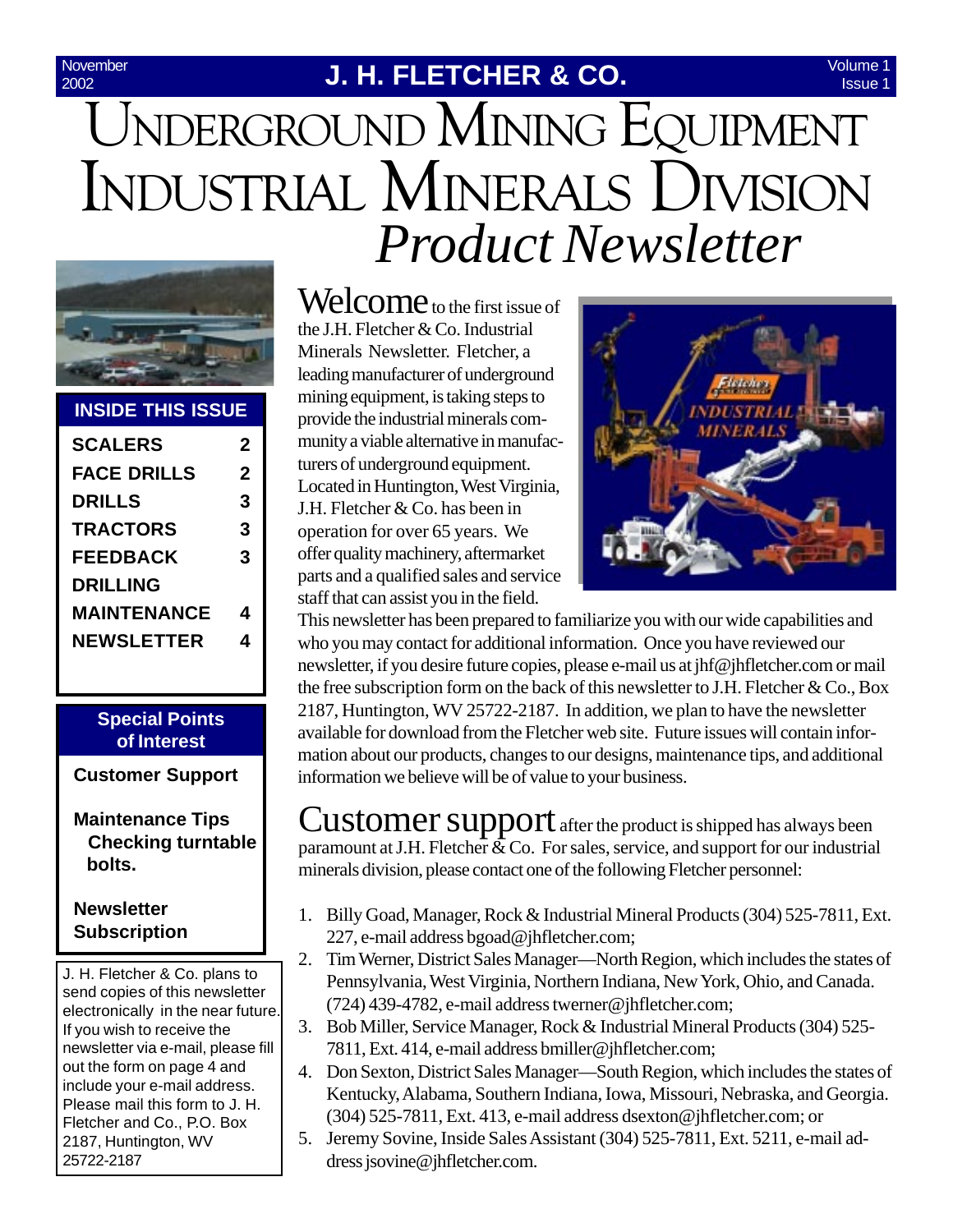November 2002

# J. H. FLETCHER & CO.

Volume 1 Issue 1

# Underground Mining Equipment Industrial Minerals Division

## *Product Newsletter*

**INSIDE THIS ISSUE**

| | |
|---|---|
| SCALERS | 2 |
| FACE DRILLS | 2 |
| DRILLS | 3 |
| TRACTORS | 3 |
| FEEDBACK | 3 |
| DRILLING MAINTENANCE | 4 |
| NEWSLETTER | 4 |

**Special Points of Interest**

- **Customer Support**
- **Maintenance Tips**
  - **Checking turntable bolts.**
- **Newsletter Subscription**

J. H. Fletcher & Co. plans to send copies of this newsletter electronically in the near future. If you wish to receive the newsletter via e-mail, please fill out the form on page 4 and include your e-mail address. Please mail this form to J. H. Fletcher and Co., P.O. Box 2187, Huntington, WV 25722-2187

**Welcome** to the first issue of the J.H. Fletcher & Co. Industrial Minerals Newsletter. Fletcher, a leading manufacturer of underground mining equipment, is taking steps to provide the industrial minerals community a viable alternative in manufacturers of underground equipment. Located in Huntington, West Virginia, J.H. Fletcher & Co. has been in operation for over 65 years. We offer quality machinery, aftermarket parts and a qualified sales and service staff that can assist you in the field. This newsletter has been prepared to familiarize you with our wide capabilities and who you may contact for additional information. Once you have reviewed our newsletter, if you desire future copies, please e-mail us at jhf@jhfletcher.com or mail the free subscription form on the back of this newsletter to J.H. Fletcher & Co., Box 2187, Huntington, WV 25722-2187. In addition, we plan to have the newsletter available for download from the Fletcher web site. Future issues will contain information about our products, changes to our designs, maintenance tips, and additional information we believe will be of value to your business.

**Customer support** after the product is shipped has always been paramount at J.H. Fletcher & Co. For sales, service, and support for our industrial minerals division, please contact one of the following Fletcher personnel:

1. Billy Goad, Manager, Rock & Industrial Mineral Products (304) 525-7811, Ext. 227, e-mail address bgoad@jhfletcher.com;
2. Tim Werner, District Sales Manager—North Region, which includes the states of Pennsylvania, West Virginia, Northern Indiana, New York, Ohio, and Canada. (724) 439-4782, e-mail address twerner@jhfletcher.com;
3. Bob Miller, Service Manager, Rock & Industrial Mineral Products (304) 525-7811, Ext. 414, e-mail address bmiller@jhfletcher.com;
4. Don Sexton, District Sales Manager—South Region, which includes the states of Kentucky, Alabama, Southern Indiana, Iowa, Missouri, Nebraska, and Georgia. (304) 525-7811, Ext. 413, e-mail address dsexton@jhfletcher.com; or
5. Jeremy Sovine, Inside Sales Assistant (304) 525-7811, Ext. 5211, e-mail address jsovine@jhfletcher.com.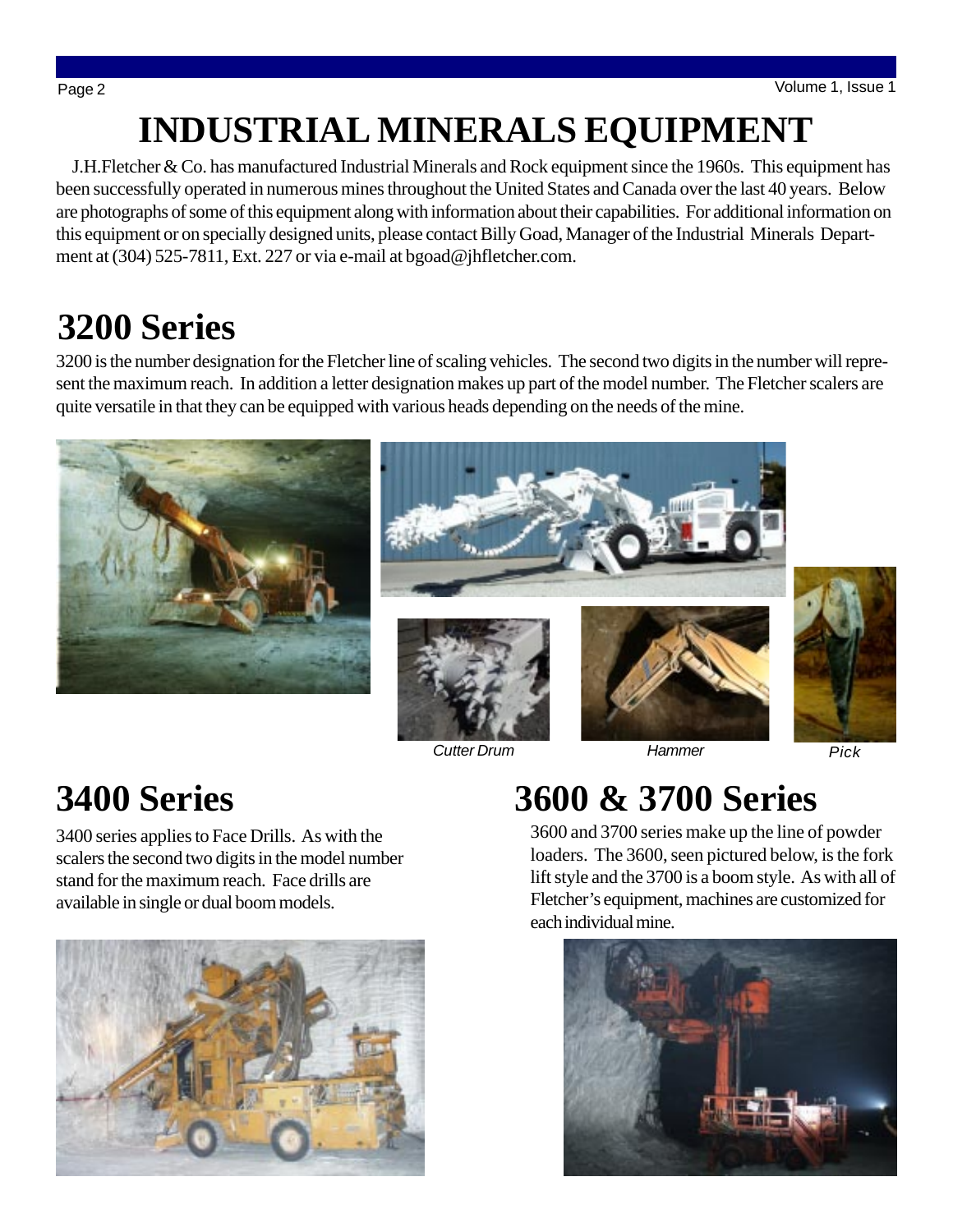# INDUSTRIAL MINERALS EQUIPMENT

J.H.Fletcher & Co. has manufactured Industrial Minerals and Rock equipment since the 1960s. This equipment has been successfully operated in numerous mines throughout the United States and Canada over the last 40 years. Below are photographs of some of this equipment along with information about their capabilities. For additional information on this equipment or on specially designed units, please contact Billy Goad, Manager of the Industrial Minerals Department at (304) 525-7811, Ext. 227 or via e-mail at bgoad@jhfletcher.com.

## 3200 Series

3200 is the number designation for the Fletcher line of scaling vehicles. The second two digits in the number will represent the maximum reach. In addition a letter designation makes up part of the model number. The Fletcher scalers are quite versatile in that they can be equipped with various heads depending on the needs of the mine.

*Cutter Drum*

*Hammer*

*Pick*

## 3400 Series

3400 series applies to Face Drills. As with the scalers the second two digits in the model number stand for the maximum reach. Face drills are available in single or dual boom models.

## 3600 & 3700 Series

3600 and 3700 series make up the line of powder loaders. The 3600, seen pictured below, is the fork lift style and the 3700 is a boom style. As with all of Fletcher's equipment, machines are customized for each individual mine.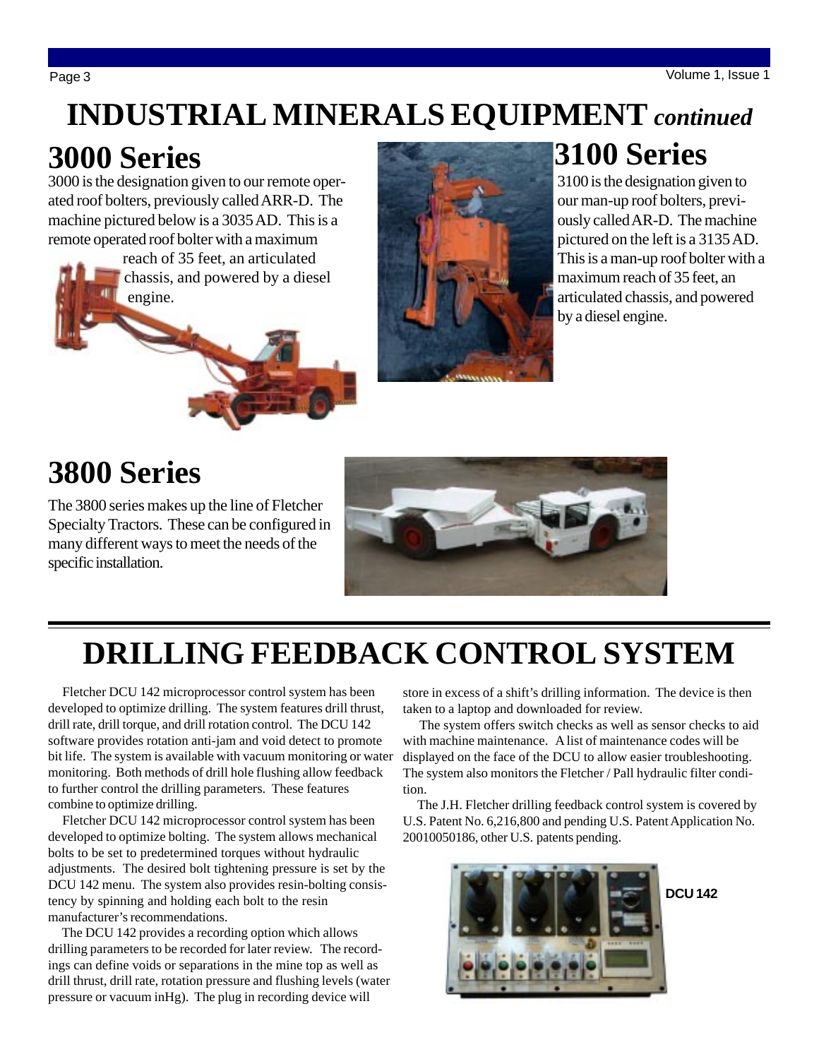# INDUSTRIAL MINERALS EQUIPMENT *continued*

## 3000 Series

3000 is the designation given to our remote operated roof bolters, previously called ARR-D. The machine pictured below is a 3035 AD. This is a remote operated roof bolter with a maximum reach of 35 feet, an articulated chassis, and powered by a diesel engine.

## 3100 Series

3100 is the designation given to our man-up roof bolters, previously called AR-D. The machine pictured on the left is a 3135 AD. This is a man-up roof bolter with a maximum reach of 35 feet, an articulated chassis, and powered by a diesel engine.

## 3800 Series

The 3800 series makes up the line of Fletcher Specialty Tractors. These can be configured in many different ways to meet the needs of the specific installation.

# DRILLING FEEDBACK CONTROL SYSTEM

Fletcher DCU 142 microprocessor control system has been developed to optimize drilling. The system features drill thrust, drill rate, drill torque, and drill rotation control. The DCU 142 software provides rotation anti-jam and void detect to promote bit life. The system is available with vacuum monitoring or water monitoring. Both methods of drill hole flushing allow feedback to further control the drilling parameters. These features combine to optimize drilling.

Fletcher DCU 142 microprocessor control system has been developed to optimize bolting. The system allows mechanical bolts to be set to predetermined torques without hydraulic adjustments. The desired bolt tightening pressure is set by the DCU 142 menu. The system also provides resin-bolting consistency by spinning and holding each bolt to the resin manufacturer's recommendations.

The DCU 142 provides a recording option which allows drilling parameters to be recorded for later review. The recordings can define voids or separations in the mine top as well as drill thrust, drill rate, rotation pressure and flushing levels (water pressure or vacuum inHg). The plug in recording device will store in excess of a shift's drilling information. The device is then taken to a laptop and downloaded for review.

The system offers switch checks as well as sensor checks to aid with machine maintenance. A list of maintenance codes will be displayed on the face of the DCU to allow easier troubleshooting. The system also monitors the Fletcher / Pall hydraulic filter condition.

The J.H. Fletcher drilling feedback control system is covered by U.S. Patent No. 6,216,800 and pending U.S. Patent Application No. 20010050186, other U.S. patents pending.

**DCU 142**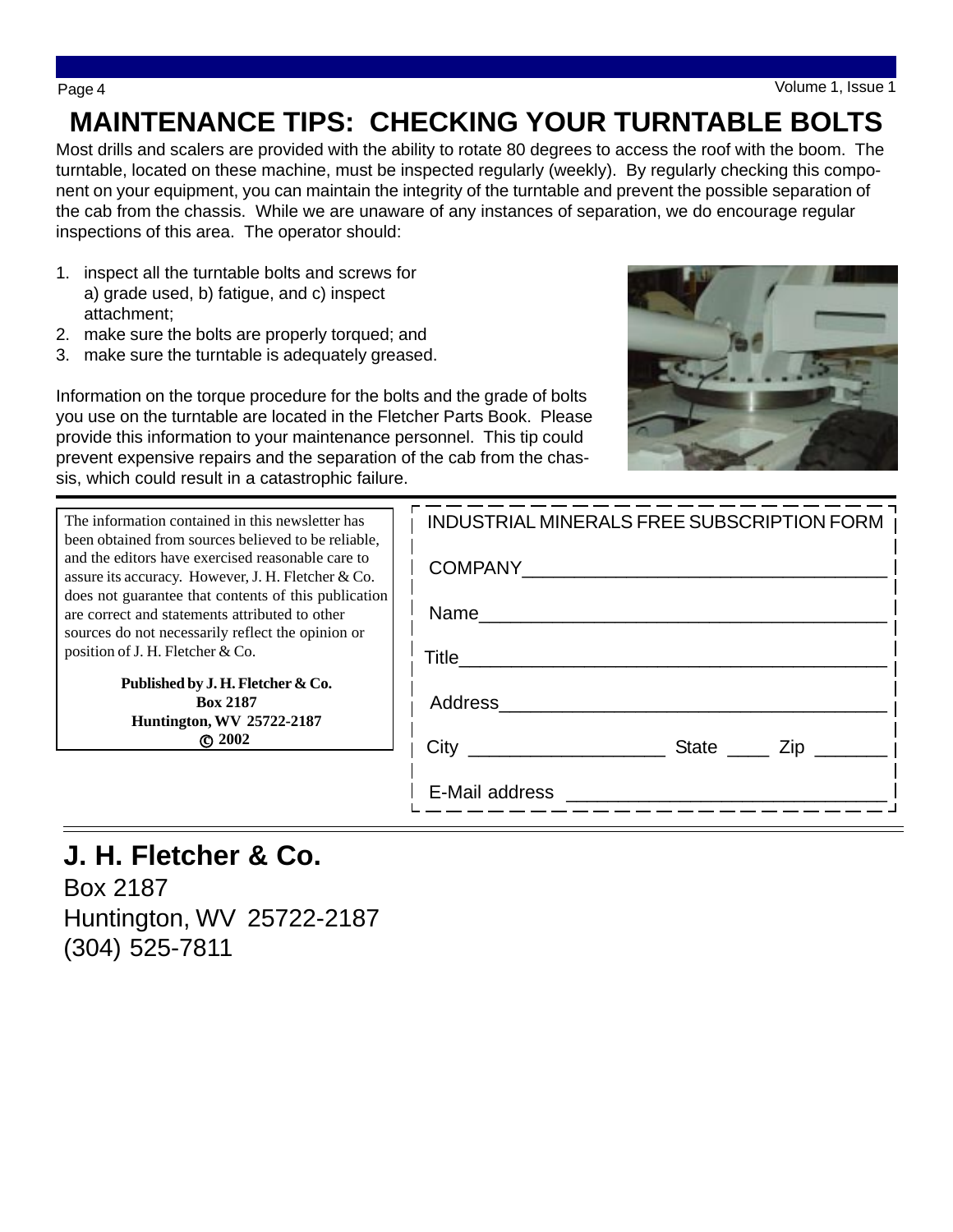# MAINTENANCE TIPS: CHECKING YOUR TURNTABLE BOLTS

Most drills and scalers are provided with the ability to rotate 80 degrees to access the roof with the boom. The turntable, located on these machine, must be inspected regularly (weekly). By regularly checking this component on your equipment, you can maintain the integrity of the turntable and prevent the possible separation of the cab from the chassis. While we are unaware of any instances of separation, we do encourage regular inspections of this area. The operator should:

1. inspect all the turntable bolts and screws for a) grade used, b) fatigue, and c) inspect attachment;
2. make sure the bolts are properly torqued; and
3. make sure the turntable is adequately greased.

Information on the torque procedure for the bolts and the grade of bolts you use on the turntable are located in the Fletcher Parts Book. Please provide this information to your maintenance personnel. This tip could prevent expensive repairs and the separation of the cab from the chassis, which could result in a catastrophic failure.

The information contained in this newsletter has been obtained from sources believed to be reliable, and the editors have exercised reasonable care to assure its accuracy. However, J. H. Fletcher & Co. does not guarantee that contents of this publication are correct and statements attributed to other sources do not necessarily reflect the opinion or position of J. H. Fletcher & Co.

**Published by J. H. Fletcher & Co.**
**Box 2187**
**Huntington, WV 25722-2187**
**© 2002**

INDUSTRIAL MINERALS FREE SUBSCRIPTION FORM

COMPANY\_\_\_\_\_\_\_\_\_\_\_\_\_\_\_\_\_\_\_\_\_\_\_\_\_\_\_\_\_\_\_\_\_\_

Name\_\_\_\_\_\_\_\_\_\_\_\_\_\_\_\_\_\_\_\_\_\_\_\_\_\_\_\_\_\_\_\_\_\_\_\_\_

Title\_\_\_\_\_\_\_\_\_\_\_\_\_\_\_\_\_\_\_\_\_\_\_\_\_\_\_\_\_\_\_\_\_\_\_\_\_\_

Address\_\_\_\_\_\_\_\_\_\_\_\_\_\_\_\_\_\_\_\_\_\_\_\_\_\_\_\_\_\_\_\_\_\_\_

City \_\_\_\_\_\_\_\_\_\_\_\_\_\_\_\_\_\_ State \_\_\_\_ Zip \_\_\_\_\_\_\_

E-Mail address \_\_\_\_\_\_\_\_\_\_\_\_\_\_\_\_\_\_\_\_\_\_\_\_\_\_\_\_\_\_

**J. H. Fletcher & Co.**
Box 2187
Huntington, WV 25722-2187
(304) 525-7811